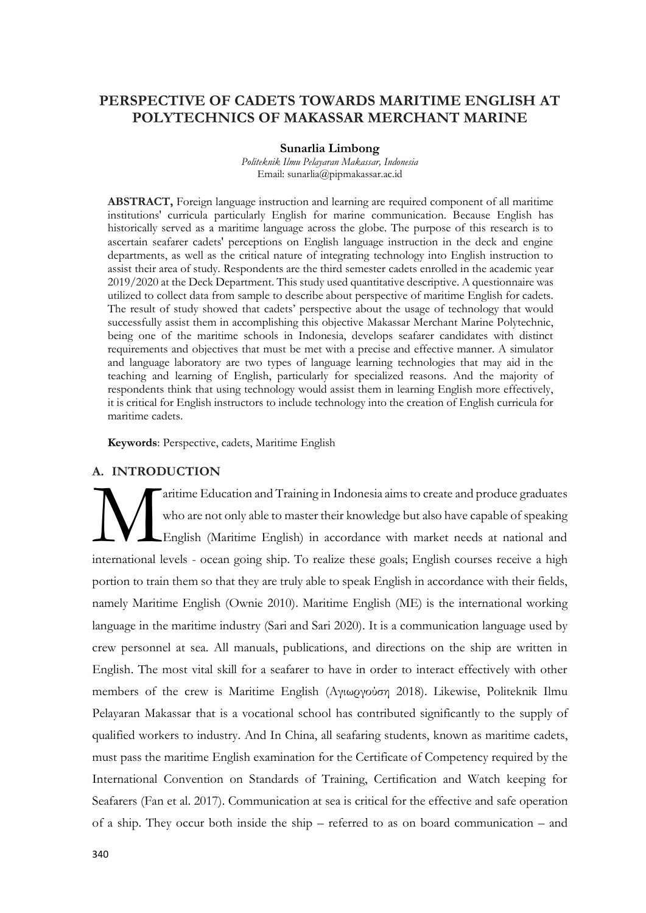# PERSPECTIVE OF CADETS TOWARDS MARITIME ENGLISH AT POLYTECHNICS OF MAKASSAR MERCHANT MARINE

**Sunarlia Limbong**

*Politeknik Ilmu Pelayaran Makassar, Indonesia*

Email: sunarlia@pipmakassar.ac.id

**ABSTRACT,** Foreign language instruction and learning are required component of all maritime institutions' curricula particularly English for marine communication. Because English has historically served as a maritime language across the globe. The purpose of this research is to ascertain seafarer cadets' perceptions on English language instruction in the deck and engine departments, as well as the critical nature of integrating technology into English instruction to assist their area of study. Respondents are the third semester cadets enrolled in the academic year 2019/2020 at the Deck Department. This study used quantitative descriptive. A questionnaire was utilized to collect data from sample to describe about perspective of maritime English for cadets. The result of study showed that cadets' perspective about the usage of technology that would successfully assist them in accomplishing this objective Makassar Merchant Marine Polytechnic, being one of the maritime schools in Indonesia, develops seafarer candidates with distinct requirements and objectives that must be met with a precise and effective manner. A simulator and language laboratory are two types of language learning technologies that may aid in the teaching and learning of English, particularly for specialized reasons. And the majority of respondents think that using technology would assist them in learning English more effectively, it is critical for English instructors to include technology into the creation of English curricula for maritime cadets.

**Keywords**: Perspective, cadets, Maritime English

## A. INTRODUCTION

Maritime Education and Training in Indonesia aims to create and produce graduates who are not only able to master their knowledge but also have capable of speaking English (Maritime English) in accordance with market needs at national and international levels - ocean going ship. To realize these goals; English courses receive a high portion to train them so that they are truly able to speak English in accordance with their fields, namely Maritime English (Ownie 2010). Maritime English (ME) is the international working language in the maritime industry (Sari and Sari 2020). It is a communication language used by crew personnel at sea. All manuals, publications, and directions on the ship are written in English. The most vital skill for a seafarer to have in order to interact effectively with other members of the crew is Maritime English (Αγιωργούση 2018). Likewise, Politeknik Ilmu Pelayaran Makassar that is a vocational school has contributed significantly to the supply of qualified workers to industry. And In China, all seafaring students, known as maritime cadets, must pass the maritime English examination for the Certificate of Competency required by the International Convention on Standards of Training, Certification and Watch keeping for Seafarers (Fan et al. 2017). Communication at sea is critical for the effective and safe operation of a ship. They occur both inside the ship – referred to as on board communication – and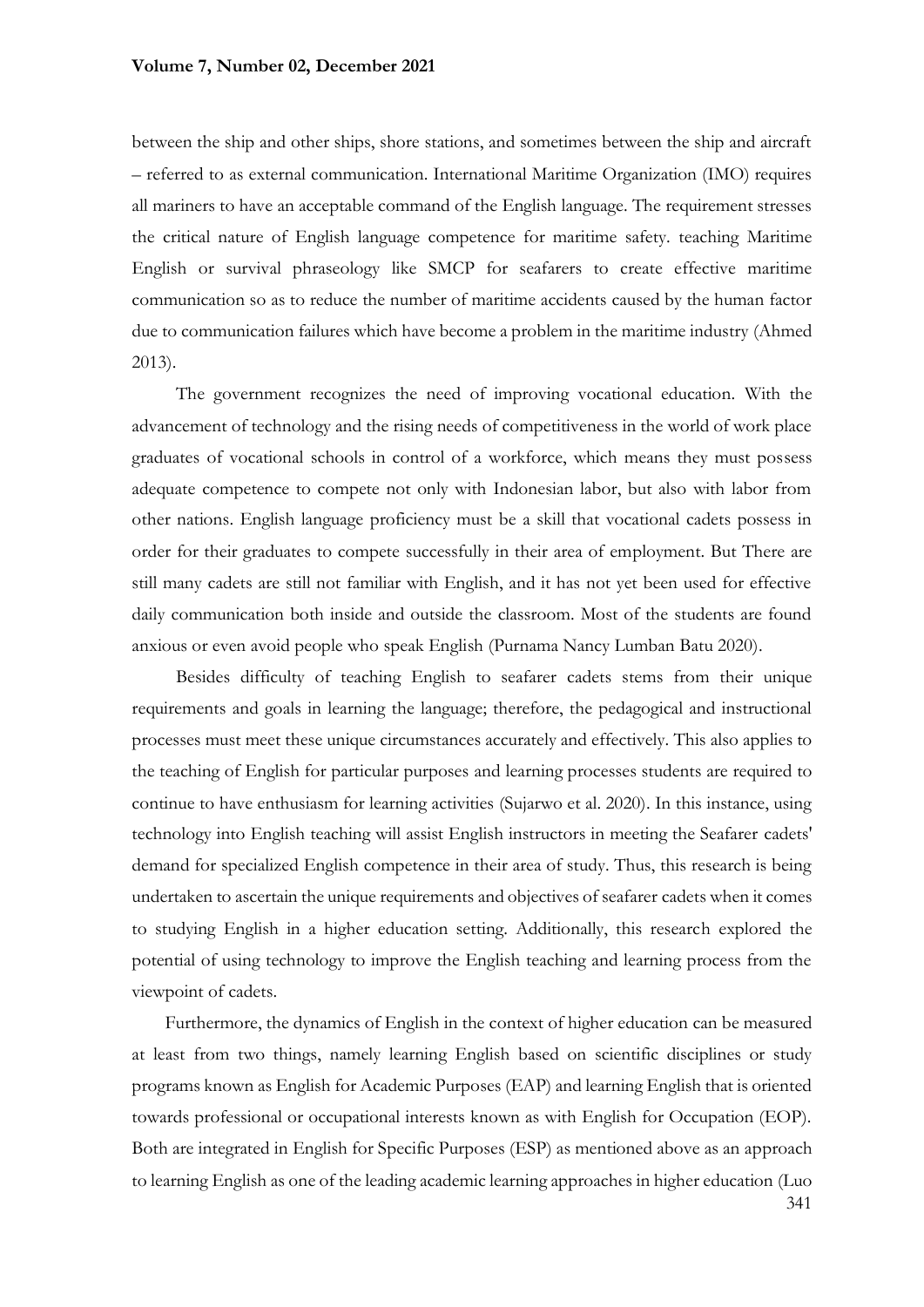between the ship and other ships, shore stations, and sometimes between the ship and aircraft – referred to as external communication. International Maritime Organization (IMO) requires all mariners to have an acceptable command of the English language. The requirement stresses the critical nature of English language competence for maritime safety. teaching Maritime English or survival phraseology like SMCP for seafarers to create effective maritime communication so as to reduce the number of maritime accidents caused by the human factor due to communication failures which have become a problem in the maritime industry (Ahmed 2013).

The government recognizes the need of improving vocational education. With the advancement of technology and the rising needs of competitiveness in the world of work place graduates of vocational schools in control of a workforce, which means they must possess adequate competence to compete not only with Indonesian labor, but also with labor from other nations. English language proficiency must be a skill that vocational cadets possess in order for their graduates to compete successfully in their area of employment. But There are still many cadets are still not familiar with English, and it has not yet been used for effective daily communication both inside and outside the classroom. Most of the students are found anxious or even avoid people who speak English (Purnama Nancy Lumban Batu 2020).

Besides difficulty of teaching English to seafarer cadets stems from their unique requirements and goals in learning the language; therefore, the pedagogical and instructional processes must meet these unique circumstances accurately and effectively. This also applies to the teaching of English for particular purposes and learning processes students are required to continue to have enthusiasm for learning activities (Sujarwo et al. 2020). In this instance, using technology into English teaching will assist English instructors in meeting the Seafarer cadets' demand for specialized English competence in their area of study. Thus, this research is being undertaken to ascertain the unique requirements and objectives of seafarer cadets when it comes to studying English in a higher education setting. Additionally, this research explored the potential of using technology to improve the English teaching and learning process from the viewpoint of cadets.

Furthermore, the dynamics of English in the context of higher education can be measured at least from two things, namely learning English based on scientific disciplines or study programs known as English for Academic Purposes (EAP) and learning English that is oriented towards professional or occupational interests known as with English for Occupation (EOP). Both are integrated in English for Specific Purposes (ESP) as mentioned above as an approach to learning English as one of the leading academic learning approaches in higher education (Luo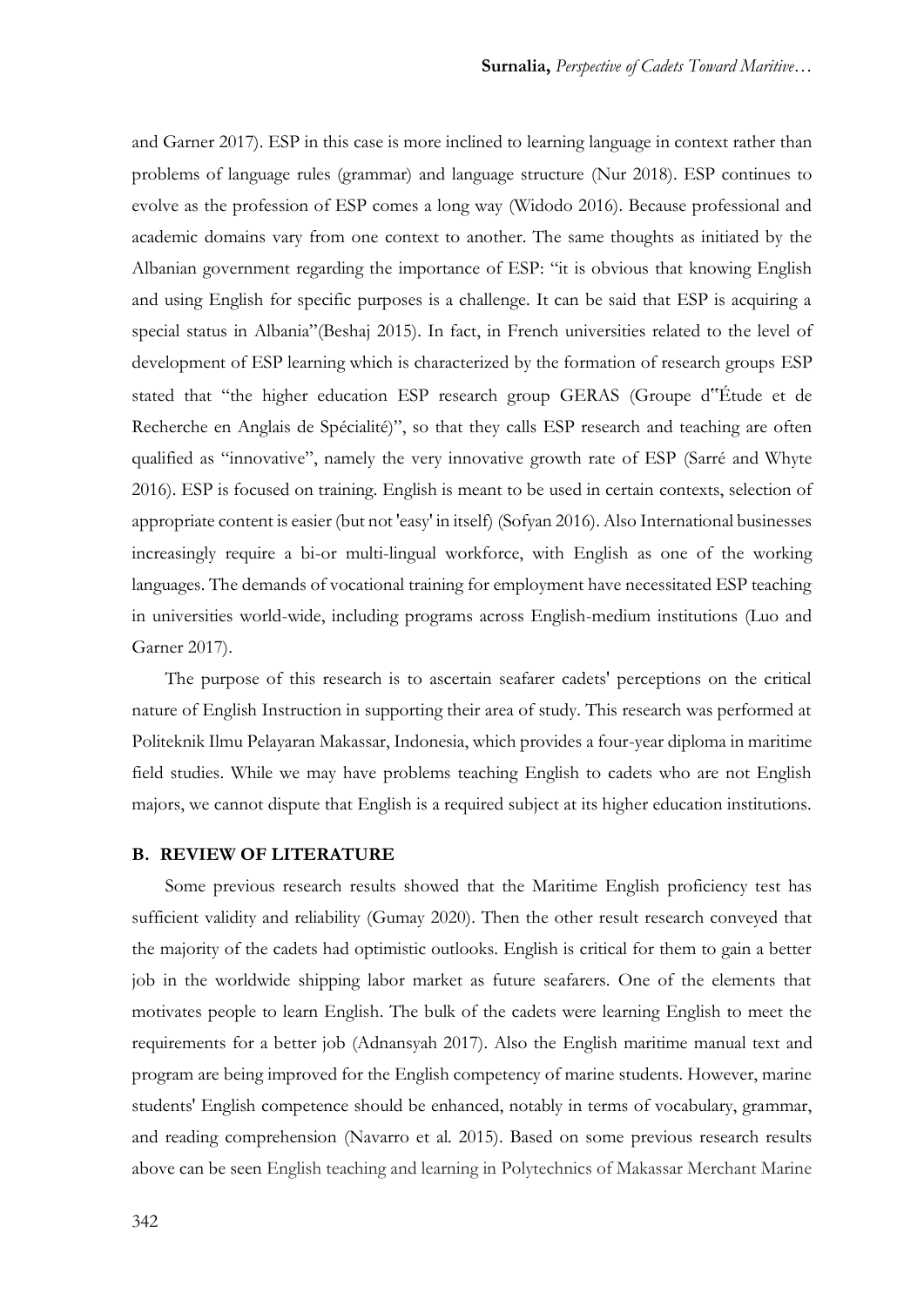and Garner 2017). ESP in this case is more inclined to learning language in context rather than problems of language rules (grammar) and language structure (Nur 2018). ESP continues to evolve as the profession of ESP comes a long way (Widodo 2016). Because professional and academic domains vary from one context to another. The same thoughts as initiated by the Albanian government regarding the importance of ESP: "it is obvious that knowing English and using English for specific purposes is a challenge. It can be said that ESP is acquiring a special status in Albania"(Beshaj 2015). In fact, in French universities related to the level of development of ESP learning which is characterized by the formation of research groups ESP stated that "the higher education ESP research group GERAS (Groupe d‟Étude et de Recherche en Anglais de Spécialité)", so that they calls ESP research and teaching are often qualified as "innovative", namely the very innovative growth rate of ESP (Sarré and Whyte 2016). ESP is focused on training. English is meant to be used in certain contexts, selection of appropriate content is easier (but not 'easy' in itself) (Sofyan 2016). Also International businesses increasingly require a bi-or multi-lingual workforce, with English as one of the working languages. The demands of vocational training for employment have necessitated ESP teaching in universities world-wide, including programs across English-medium institutions (Luo and Garner 2017).

The purpose of this research is to ascertain seafarer cadets' perceptions on the critical nature of English Instruction in supporting their area of study. This research was performed at Politeknik Ilmu Pelayaran Makassar, Indonesia, which provides a four-year diploma in maritime field studies. While we may have problems teaching English to cadets who are not English majors, we cannot dispute that English is a required subject at its higher education institutions.

## B. REVIEW OF LITERATURE

Some previous research results showed that the Maritime English proficiency test has sufficient validity and reliability (Gumay 2020). Then the other result research conveyed that the majority of the cadets had optimistic outlooks. English is critical for them to gain a better job in the worldwide shipping labor market as future seafarers. One of the elements that motivates people to learn English. The bulk of the cadets were learning English to meet the requirements for a better job (Adnansyah 2017). Also the English maritime manual text and program are being improved for the English competency of marine students. However, marine students' English competence should be enhanced, notably in terms of vocabulary, grammar, and reading comprehension (Navarro et al. 2015). Based on some previous research results above can be seen English teaching and learning in Polytechnics of Makassar Merchant Marine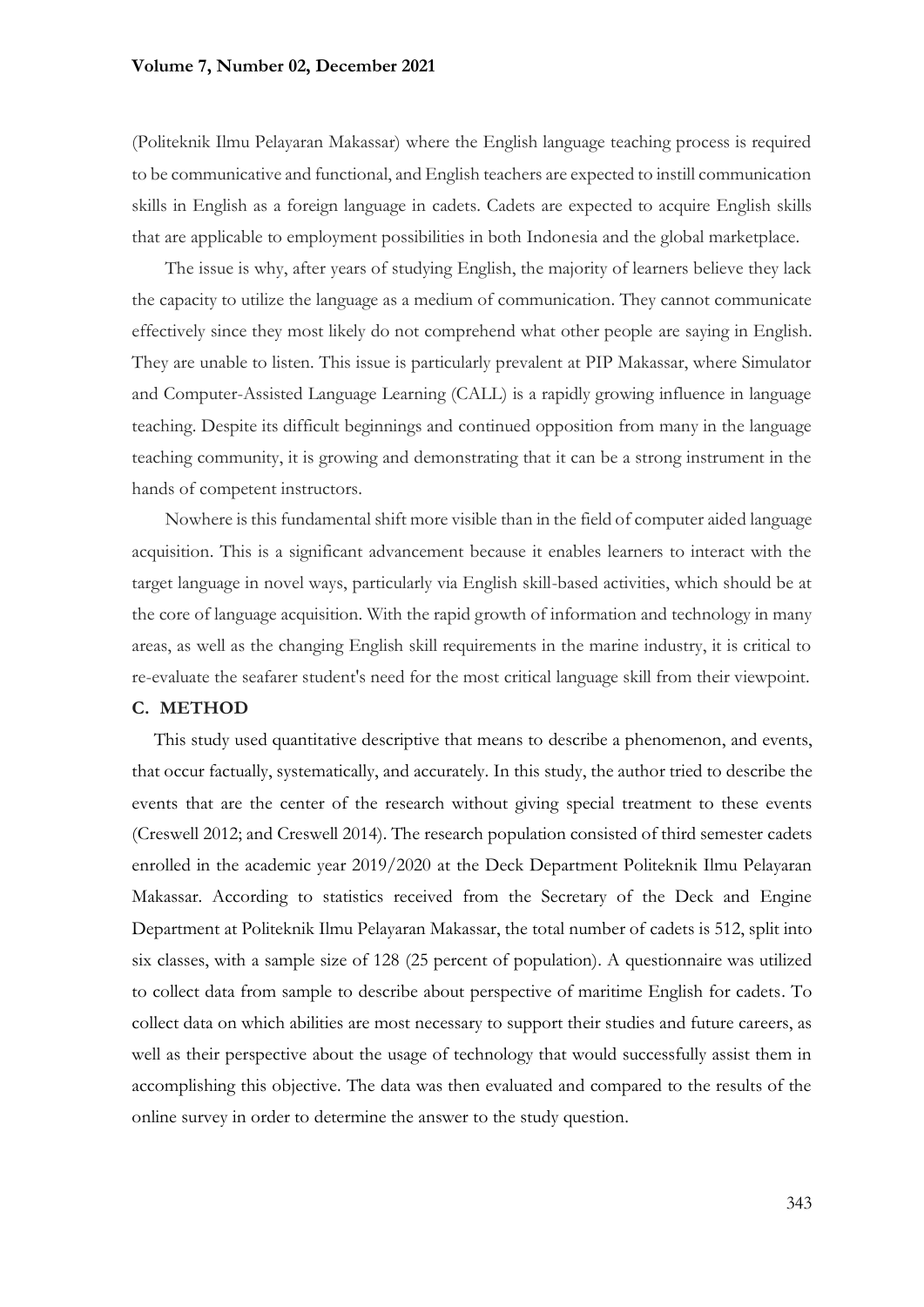(Politeknik Ilmu Pelayaran Makassar) where the English language teaching process is required to be communicative and functional, and English teachers are expected to instill communication skills in English as a foreign language in cadets. Cadets are expected to acquire English skills that are applicable to employment possibilities in both Indonesia and the global marketplace.

The issue is why, after years of studying English, the majority of learners believe they lack the capacity to utilize the language as a medium of communication. They cannot communicate effectively since they most likely do not comprehend what other people are saying in English. They are unable to listen. This issue is particularly prevalent at PIP Makassar, where Simulator and Computer-Assisted Language Learning (CALL) is a rapidly growing influence in language teaching. Despite its difficult beginnings and continued opposition from many in the language teaching community, it is growing and demonstrating that it can be a strong instrument in the hands of competent instructors.

Nowhere is this fundamental shift more visible than in the field of computer aided language acquisition. This is a significant advancement because it enables learners to interact with the target language in novel ways, particularly via English skill-based activities, which should be at the core of language acquisition. With the rapid growth of information and technology in many areas, as well as the changing English skill requirements in the marine industry, it is critical to re-evaluate the seafarer student's need for the most critical language skill from their viewpoint.

## C. METHOD

This study used quantitative descriptive that means to describe a phenomenon, and events, that occur factually, systematically, and accurately. In this study, the author tried to describe the events that are the center of the research without giving special treatment to these events (Creswell 2012; and Creswell 2014). The research population consisted of third semester cadets enrolled in the academic year 2019/2020 at the Deck Department Politeknik Ilmu Pelayaran Makassar. According to statistics received from the Secretary of the Deck and Engine Department at Politeknik Ilmu Pelayaran Makassar, the total number of cadets is 512, split into six classes, with a sample size of 128 (25 percent of population). A questionnaire was utilized to collect data from sample to describe about perspective of maritime English for cadets. To collect data on which abilities are most necessary to support their studies and future careers, as well as their perspective about the usage of technology that would successfully assist them in accomplishing this objective. The data was then evaluated and compared to the results of the online survey in order to determine the answer to the study question.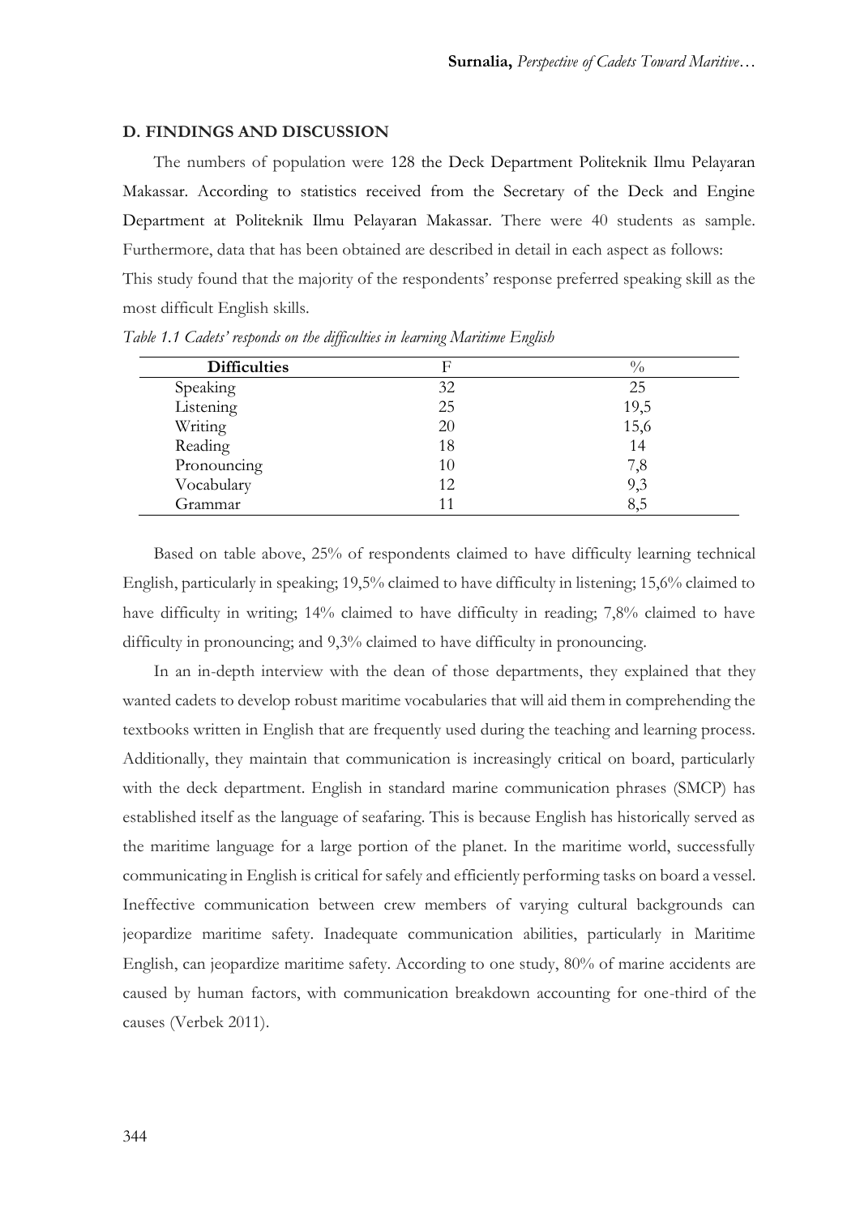### D. FINDINGS AND DISCUSSION

The numbers of population were 128 the Deck Department Politeknik Ilmu Pelayaran Makassar. According to statistics received from the Secretary of the Deck and Engine Department at Politeknik Ilmu Pelayaran Makassar. There were 40 students as sample. Furthermore, data that has been obtained are described in detail in each aspect as follows:

This study found that the majority of the respondents' response preferred speaking skill as the most difficult English skills.

*Table 1.1 Cadets' responds on the difficulties in learning Maritime English*

| Difficulties | F | % |
|---|---|---|
| Speaking | 32 | 25 |
| Listening | 25 | 19,5 |
| Writing | 20 | 15,6 |
| Reading | 18 | 14 |
| Pronouncing | 10 | 7,8 |
| Vocabulary | 12 | 9,3 |
| Grammar | 11 | 8,5 |

Based on table above, 25% of respondents claimed to have difficulty learning technical English, particularly in speaking; 19,5% claimed to have difficulty in listening; 15,6% claimed to have difficulty in writing; 14% claimed to have difficulty in reading; 7,8% claimed to have difficulty in pronouncing; and 9,3% claimed to have difficulty in pronouncing.

In an in-depth interview with the dean of those departments, they explained that they wanted cadets to develop robust maritime vocabularies that will aid them in comprehending the textbooks written in English that are frequently used during the teaching and learning process. Additionally, they maintain that communication is increasingly critical on board, particularly with the deck department. English in standard marine communication phrases (SMCP) has established itself as the language of seafaring. This is because English has historically served as the maritime language for a large portion of the planet. In the maritime world, successfully communicating in English is critical for safely and efficiently performing tasks on board a vessel. Ineffective communication between crew members of varying cultural backgrounds can jeopardize maritime safety. Inadequate communication abilities, particularly in Maritime English, can jeopardize maritime safety. According to one study, 80% of marine accidents are caused by human factors, with communication breakdown accounting for one-third of the causes (Verbek 2011).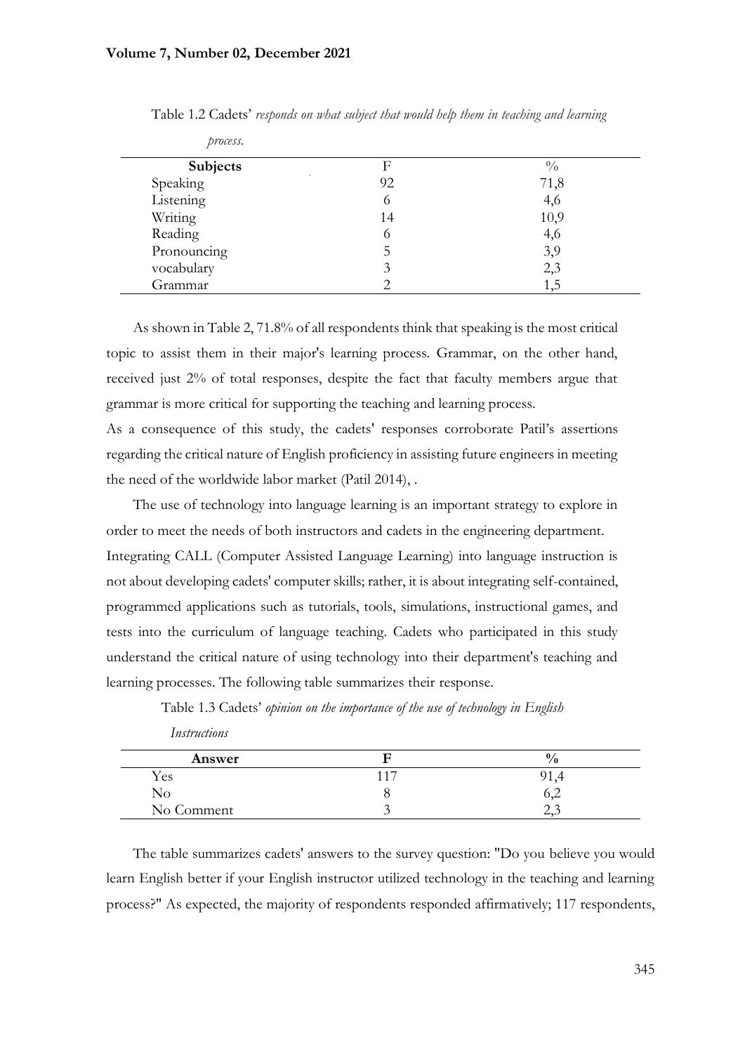Table 1.2 Cadets' *responds on what subject that would help them in teaching and learning process.*

| Subjects | F | % |
|---|---|---|
| Speaking | 92 | 71,8 |
| Listening | 6 | 4,6 |
| Writing | 14 | 10,9 |
| Reading | 6 | 4,6 |
| Pronouncing | 5 | 3,9 |
| vocabulary | 3 | 2,3 |
| Grammar | 2 | 1,5 |

As shown in Table 2, 71.8% of all respondents think that speaking is the most critical topic to assist them in their major's learning process. Grammar, on the other hand, received just 2% of total responses, despite the fact that faculty members argue that grammar is more critical for supporting the teaching and learning process.
As a consequence of this study, the cadets' responses corroborate Patil's assertions regarding the critical nature of English proficiency in assisting future engineers in meeting the need of the worldwide labor market (Patil 2014), .

The use of technology into language learning is an important strategy to explore in order to meet the needs of both instructors and cadets in the engineering department. Integrating CALL (Computer Assisted Language Learning) into language instruction is not about developing cadets' computer skills; rather, it is about integrating self-contained, programmed applications such as tutorials, tools, simulations, instructional games, and tests into the curriculum of language teaching. Cadets who participated in this study understand the critical nature of using technology into their department's teaching and learning processes. The following table summarizes their response.

Table 1.3 Cadets' *opinion on the importance of the use of technology in English Instructions*

| Answer | F | % |
|---|---|---|
| Yes | 117 | 91,4 |
| No | 8 | 6,2 |
| No Comment | 3 | 2,3 |

The table summarizes cadets' answers to the survey question: "Do you believe you would learn English better if your English instructor utilized technology in the teaching and learning process?" As expected, the majority of respondents responded affirmatively; 117 respondents,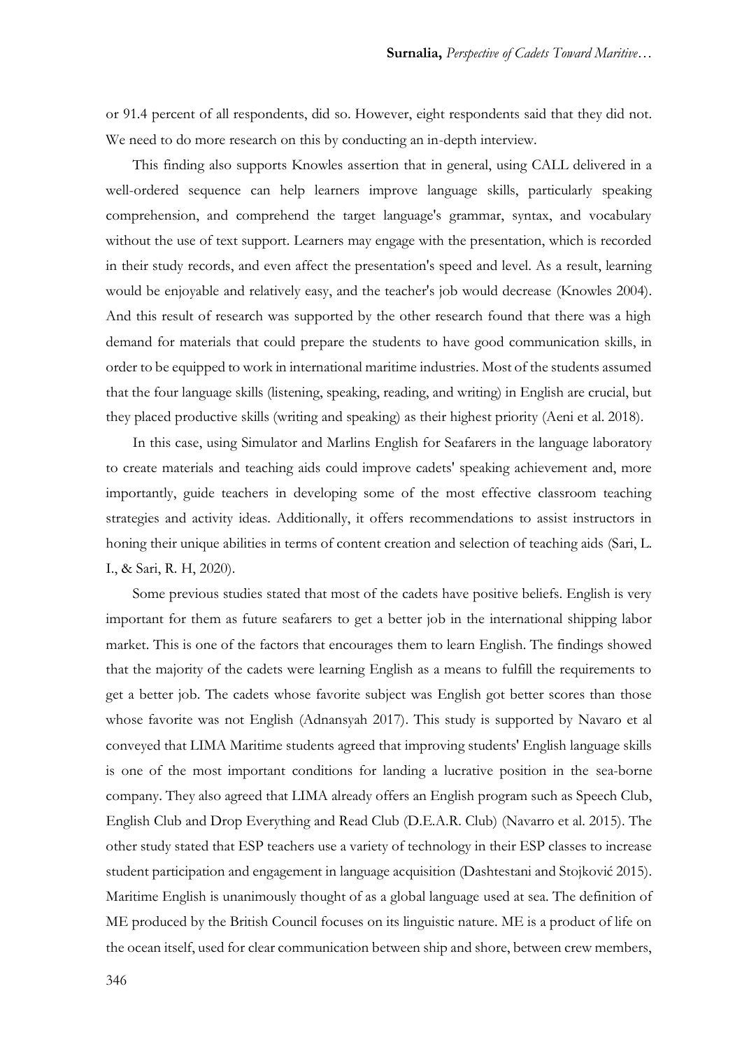or 91.4 percent of all respondents, did so. However, eight respondents said that they did not. We need to do more research on this by conducting an in-depth interview.

This finding also supports Knowles assertion that in general, using CALL delivered in a well-ordered sequence can help learners improve language skills, particularly speaking comprehension, and comprehend the target language's grammar, syntax, and vocabulary without the use of text support. Learners may engage with the presentation, which is recorded in their study records, and even affect the presentation's speed and level. As a result, learning would be enjoyable and relatively easy, and the teacher's job would decrease (Knowles 2004). And this result of research was supported by the other research found that there was a high demand for materials that could prepare the students to have good communication skills, in order to be equipped to work in international maritime industries. Most of the students assumed that the four language skills (listening, speaking, reading, and writing) in English are crucial, but they placed productive skills (writing and speaking) as their highest priority (Aeni et al. 2018).

In this case, using Simulator and Marlins English for Seafarers in the language laboratory to create materials and teaching aids could improve cadets' speaking achievement and, more importantly, guide teachers in developing some of the most effective classroom teaching strategies and activity ideas. Additionally, it offers recommendations to assist instructors in honing their unique abilities in terms of content creation and selection of teaching aids (Sari, L. I., & Sari, R. H, 2020).

Some previous studies stated that most of the cadets have positive beliefs. English is very important for them as future seafarers to get a better job in the international shipping labor market. This is one of the factors that encourages them to learn English. The findings showed that the majority of the cadets were learning English as a means to fulfill the requirements to get a better job. The cadets whose favorite subject was English got better scores than those whose favorite was not English (Adnansyah 2017). This study is supported by Navaro et al conveyed that LIMA Maritime students agreed that improving students' English language skills is one of the most important conditions for landing a lucrative position in the sea-borne company. They also agreed that LIMA already offers an English program such as Speech Club, English Club and Drop Everything and Read Club (D.E.A.R. Club) (Navarro et al. 2015). The other study stated that ESP teachers use a variety of technology in their ESP classes to increase student participation and engagement in language acquisition (Dashtestani and Stojković 2015). Maritime English is unanimously thought of as a global language used at sea. The definition of ME produced by the British Council focuses on its linguistic nature. ME is a product of life on the ocean itself, used for clear communication between ship and shore, between crew members,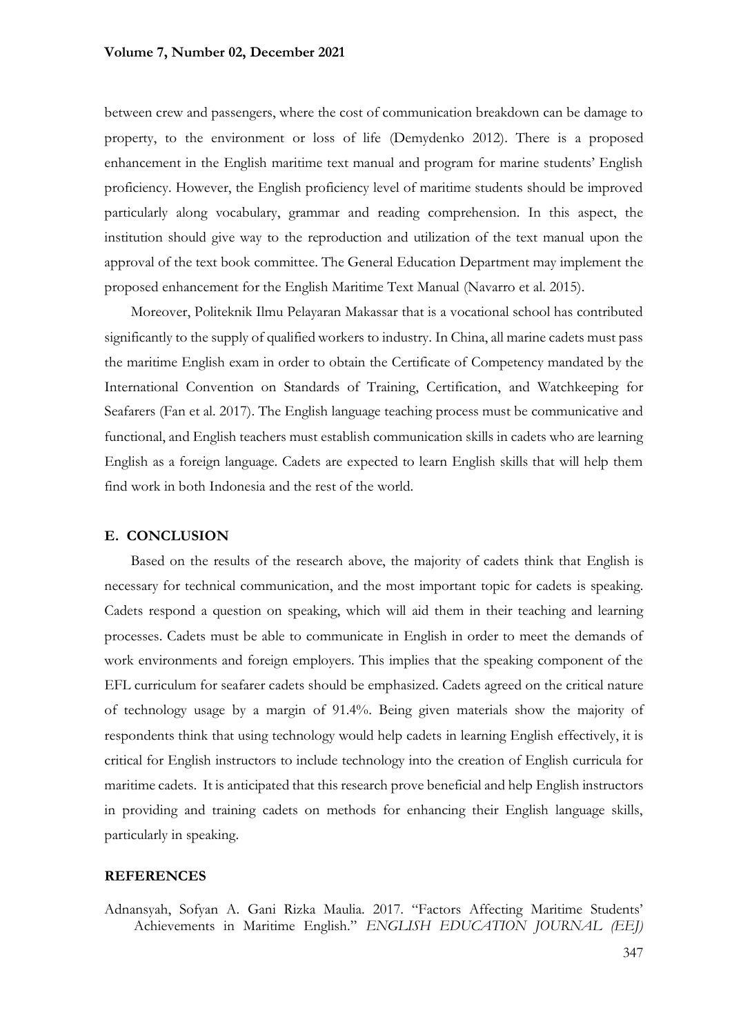between crew and passengers, where the cost of communication breakdown can be damage to property, to the environment or loss of life (Demydenko 2012). There is a proposed enhancement in the English maritime text manual and program for marine students' English proficiency. However, the English proficiency level of maritime students should be improved particularly along vocabulary, grammar and reading comprehension. In this aspect, the institution should give way to the reproduction and utilization of the text manual upon the approval of the text book committee. The General Education Department may implement the proposed enhancement for the English Maritime Text Manual (Navarro et al. 2015).

Moreover, Politeknik Ilmu Pelayaran Makassar that is a vocational school has contributed significantly to the supply of qualified workers to industry. In China, all marine cadets must pass the maritime English exam in order to obtain the Certificate of Competency mandated by the International Convention on Standards of Training, Certification, and Watchkeeping for Seafarers (Fan et al. 2017). The English language teaching process must be communicative and functional, and English teachers must establish communication skills in cadets who are learning English as a foreign language. Cadets are expected to learn English skills that will help them find work in both Indonesia and the rest of the world.

## E. CONCLUSION

Based on the results of the research above, the majority of cadets think that English is necessary for technical communication, and the most important topic for cadets is speaking. Cadets respond a question on speaking, which will aid them in their teaching and learning processes. Cadets must be able to communicate in English in order to meet the demands of work environments and foreign employers. This implies that the speaking component of the EFL curriculum for seafarer cadets should be emphasized. Cadets agreed on the critical nature of technology usage by a margin of 91.4%. Being given materials show the majority of respondents think that using technology would help cadets in learning English effectively, it is critical for English instructors to include technology into the creation of English curricula for maritime cadets. It is anticipated that this research prove beneficial and help English instructors in providing and training cadets on methods for enhancing their English language skills, particularly in speaking.

## REFERENCES

Adnansyah, Sofyan A. Gani Rizka Maulia. 2017. "Factors Affecting Maritime Students' Achievements in Maritime English." *ENGLISH EDUCATION JOURNAL (EEJ)*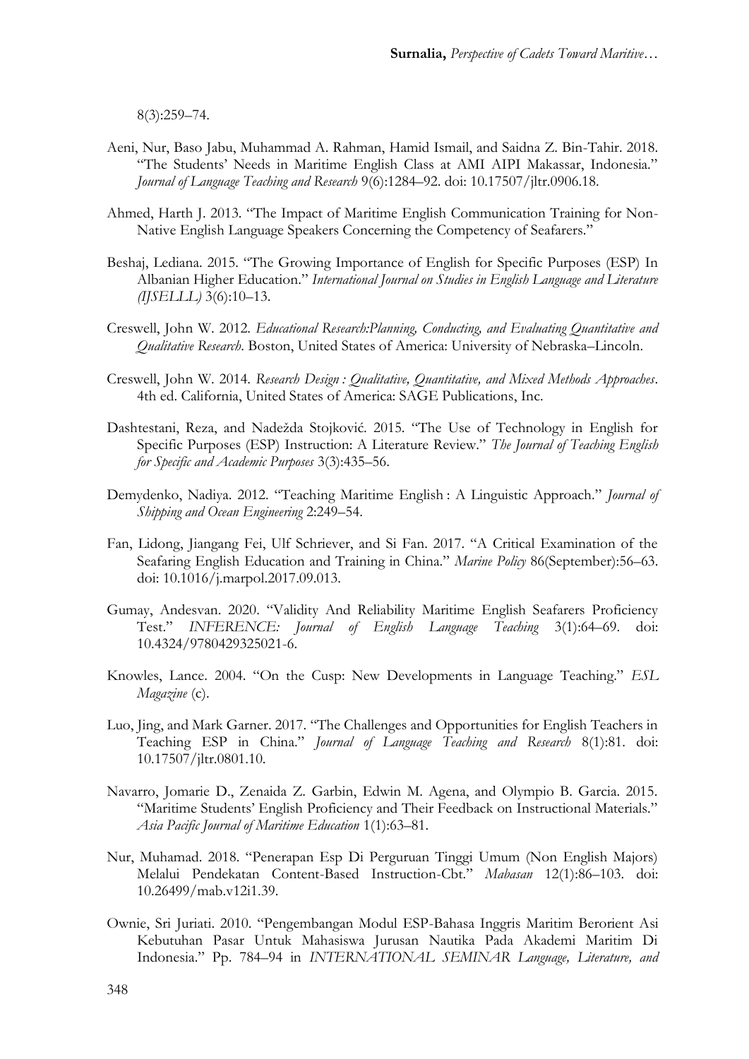8(3):259–74.

Aeni, Nur, Baso Jabu, Muhammad A. Rahman, Hamid Ismail, and Saidna Z. Bin-Tahir. 2018. "The Students' Needs in Maritime English Class at AMI AIPI Makassar, Indonesia." *Journal of Language Teaching and Research* 9(6):1284–92. doi: 10.17507/jltr.0906.18.

Ahmed, Harth J. 2013. "The Impact of Maritime English Communication Training for Non-Native English Language Speakers Concerning the Competency of Seafarers."

Beshaj, Lediana. 2015. "The Growing Importance of English for Specific Purposes (ESP) In Albanian Higher Education." *International Journal on Studies in English Language and Literature (IJSELLL)* 3(6):10–13.

Creswell, John W. 2012. *Educational Research:Planning, Conducting, and Evaluating Quantitative and Qualitative Research*. Boston, United States of America: University of Nebraska–Lincoln.

Creswell, John W. 2014. *Research Design : Qualitative, Quantitative, and Mixed Methods Approaches*. 4th ed. California, United States of America: SAGE Publications, Inc.

Dashtestani, Reza, and Nadežda Stojković. 2015. "The Use of Technology in English for Specific Purposes (ESP) Instruction: A Literature Review." *The Journal of Teaching English for Specific and Academic Purposes* 3(3):435–56.

Demydenko, Nadiya. 2012. "Teaching Maritime English : A Linguistic Approach." *Journal of Shipping and Ocean Engineering* 2:249–54.

Fan, Lidong, Jiangang Fei, Ulf Schriever, and Si Fan. 2017. "A Critical Examination of the Seafaring English Education and Training in China." *Marine Policy* 86(September):56–63. doi: 10.1016/j.marpol.2017.09.013.

Gumay, Andesvan. 2020. "Validity And Reliability Maritime English Seafarers Proficiency Test." *INFERENCE: Journal of English Language Teaching* 3(1):64–69. doi: 10.4324/9780429325021-6.

Knowles, Lance. 2004. "On the Cusp: New Developments in Language Teaching." *ESL Magazine* (c).

Luo, Jing, and Mark Garner. 2017. "The Challenges and Opportunities for English Teachers in Teaching ESP in China." *Journal of Language Teaching and Research* 8(1):81. doi: 10.17507/jltr.0801.10.

Navarro, Jomarie D., Zenaida Z. Garbin, Edwin M. Agena, and Olympio B. Garcia. 2015. "Maritime Students' English Proficiency and Their Feedback on Instructional Materials." *Asia Pacific Journal of Maritime Education* 1(1):63–81.

Nur, Muhamad. 2018. "Penerapan Esp Di Perguruan Tinggi Umum (Non English Majors) Melalui Pendekatan Content-Based Instruction-Cbt." *Mabasan* 12(1):86–103. doi: 10.26499/mab.v12i1.39.

Ownie, Sri Juriati. 2010. "Pengembangan Modul ESP-Bahasa Inggris Maritim Berorient Asi Kebutuhan Pasar Untuk Mahasiswa Jurusan Nautika Pada Akademi Maritim Di Indonesia." Pp. 784–94 in *INTERNATIONAL SEMINAR Language, Literature, and*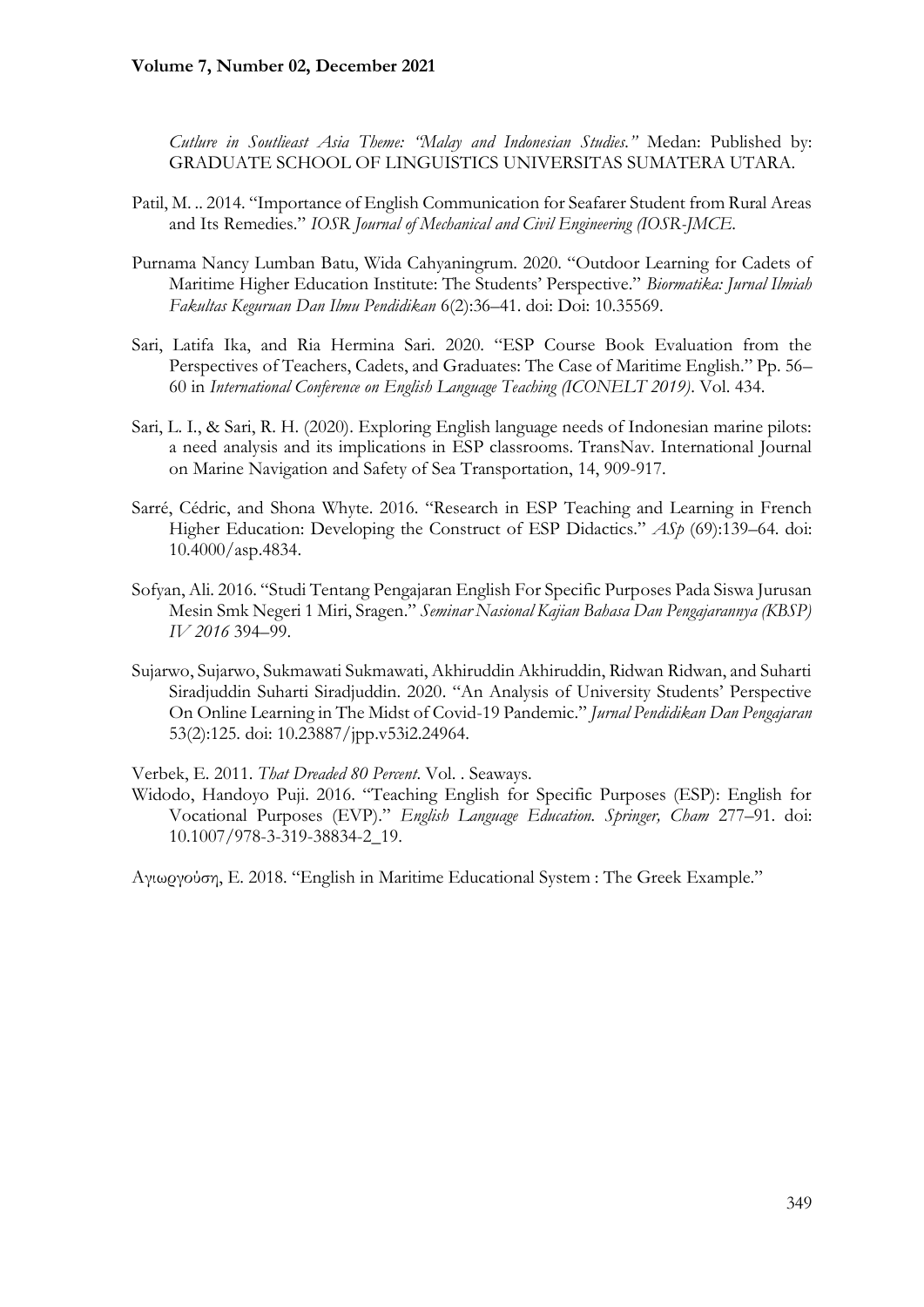*Cutlure in Soutlieast Asia Theme: "Malay and Indonesian Studies."* Medan: Published by: GRADUATE SCHOOL OF LINGUISTICS UNIVERSITAS SUMATERA UTARA.

Patil, M. .. 2014. "Importance of English Communication for Seafarer Student from Rural Areas and Its Remedies." *IOSR Journal of Mechanical and Civil Engineering (IOSR-JMCE*.

Purnama Nancy Lumban Batu, Wida Cahyaningrum. 2020. "Outdoor Learning for Cadets of Maritime Higher Education Institute: The Students' Perspective." *Biormatika: Jurnal Ilmiah Fakultas Keguruan Dan Ilmu Pendidikan* 6(2):36–41. doi: Doi: 10.35569.

Sari, Latifa Ika, and Ria Hermina Sari. 2020. "ESP Course Book Evaluation from the Perspectives of Teachers, Cadets, and Graduates: The Case of Maritime English." Pp. 56–60 in *International Conference on English Language Teaching (ICONELT 2019)*. Vol. 434.

Sari, L. I., & Sari, R. H. (2020). Exploring English language needs of Indonesian marine pilots: a need analysis and its implications in ESP classrooms. TransNav. International Journal on Marine Navigation and Safety of Sea Transportation, 14, 909-917.

Sarré, Cédric, and Shona Whyte. 2016. "Research in ESP Teaching and Learning in French Higher Education: Developing the Construct of ESP Didactics." *ASp* (69):139–64. doi: 10.4000/asp.4834.

Sofyan, Ali. 2016. "Studi Tentang Pengajaran English For Specific Purposes Pada Siswa Jurusan Mesin Smk Negeri 1 Miri, Sragen." *Seminar Nasional Kajian Bahasa Dan Pengajarannya (KBSP) IV 2016* 394–99.

Sujarwo, Sujarwo, Sukmawati Sukmawati, Akhiruddin Akhiruddin, Ridwan Ridwan, and Suharti Siradjuddin Suharti Siradjuddin. 2020. "An Analysis of University Students' Perspective On Online Learning in The Midst of Covid-19 Pandemic." *Jurnal Pendidikan Dan Pengajaran* 53(2):125. doi: 10.23887/jpp.v53i2.24964.

Verbek, E. 2011. *That Dreaded 80 Percent*. Vol. . Seaways.

Widodo, Handoyo Puji. 2016. "Teaching English for Specific Purposes (ESP): English for Vocational Purposes (EVP)." *English Language Education. Springer, Cham* 277–91. doi: 10.1007/978-3-319-38834-2_19.

Αγιωργούση, E. 2018. "English in Maritime Educational System : The Greek Example."